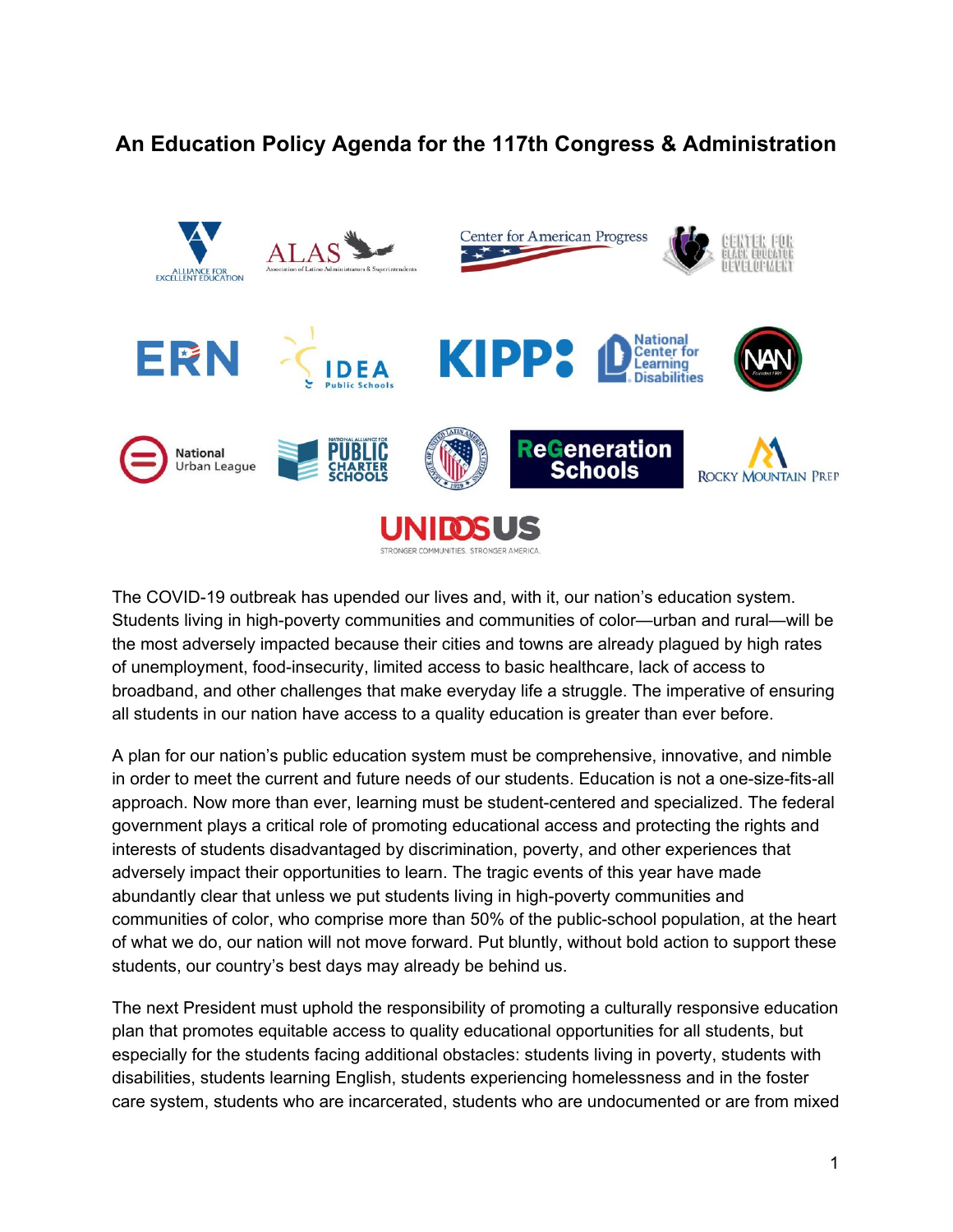# An Education Policy Agenda for the 117th Congress & Administration

The COVID-19 outbreak has upended our lives and, with it, our nation's education system. Students living in high-poverty communities and communities of color—urban and rural—will be the most adversely impacted because their cities and towns are already plagued by high rates of unemployment, food-insecurity, limited access to basic healthcare, lack of access to broadband, and other challenges that make everyday life a struggle. The imperative of ensuring all students in our nation have access to a quality education is greater than ever before.

A plan for our nation's public education system must be comprehensive, innovative, and nimble in order to meet the current and future needs of our students. Education is not a one-size-fits-all approach. Now more than ever, learning must be student-centered and specialized. The federal government plays a critical role of promoting educational access and protecting the rights and interests of students disadvantaged by discrimination, poverty, and other experiences that adversely impact their opportunities to learn. The tragic events of this year have made abundantly clear that unless we put students living in high-poverty communities and communities of color, who comprise more than 50% of the public-school population, at the heart of what we do, our nation will not move forward. Put bluntly, without bold action to support these students, our country's best days may already be behind us.

The next President must uphold the responsibility of promoting a culturally responsive education plan that promotes equitable access to quality educational opportunities for all students, but especially for the students facing additional obstacles: students living in poverty, students with disabilities, students learning English, students experiencing homelessness and in the foster care system, students who are incarcerated, students who are undocumented or are from mixed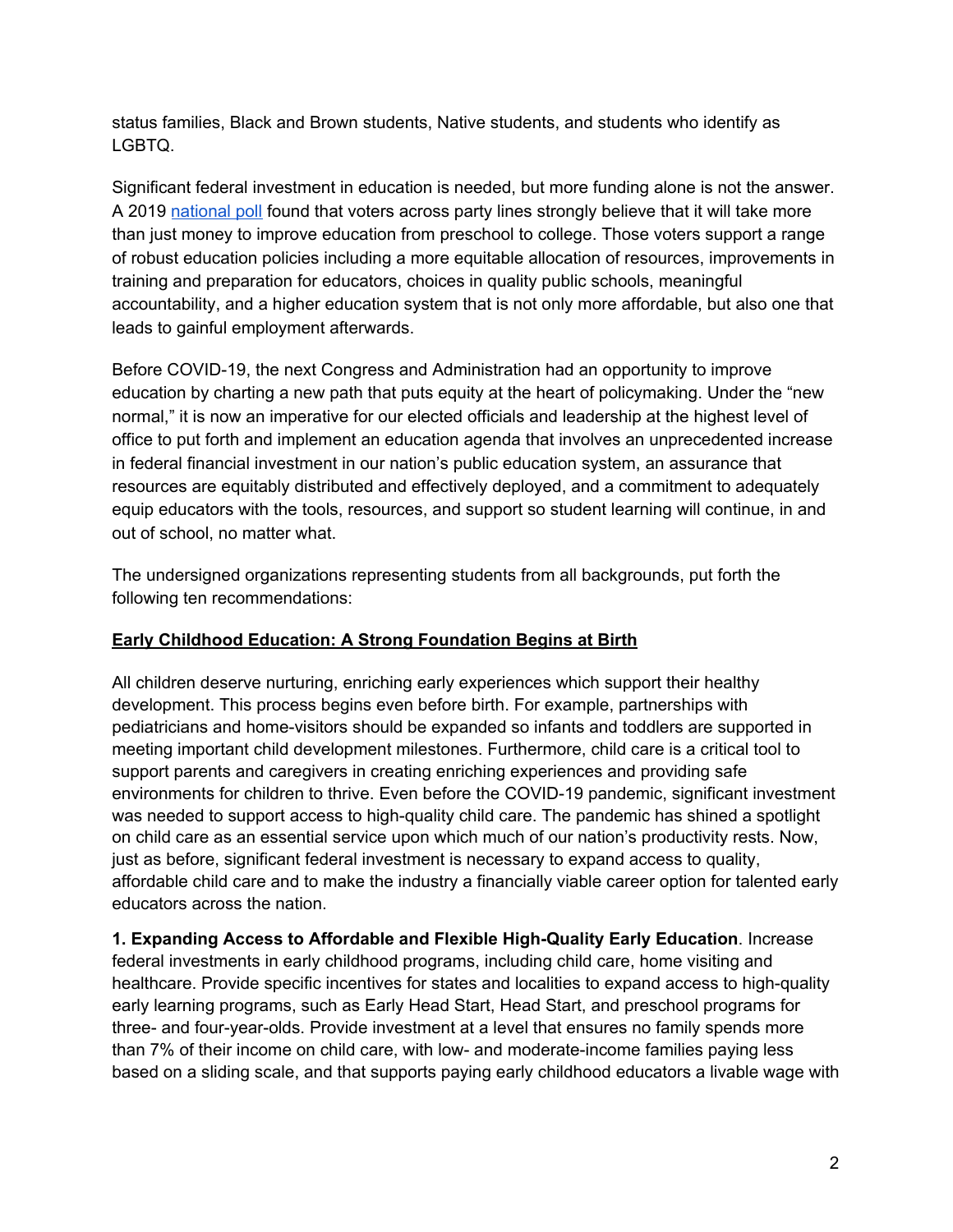status families, Black and Brown students, Native students, and students who identify as LGBTQ.

Significant federal investment in education is needed, but more funding alone is not the answer. A 2019 [national poll](#) found that voters across party lines strongly believe that it will take more than just money to improve education from preschool to college. Those voters support a range of robust education policies including a more equitable allocation of resources, improvements in training and preparation for educators, choices in quality public schools, meaningful accountability, and a higher education system that is not only more affordable, but also one that leads to gainful employment afterwards.

Before COVID-19, the next Congress and Administration had an opportunity to improve education by charting a new path that puts equity at the heart of policymaking. Under the "new normal," it is now an imperative for our elected officials and leadership at the highest level of office to put forth and implement an education agenda that involves an unprecedented increase in federal financial investment in our nation's public education system, an assurance that resources are equitably distributed and effectively deployed, and a commitment to adequately equip educators with the tools, resources, and support so student learning will continue, in and out of school, no matter what.

The undersigned organizations representing students from all backgrounds, put forth the following ten recommendations:

## Early Childhood Education: A Strong Foundation Begins at Birth

All children deserve nurturing, enriching early experiences which support their healthy development. This process begins even before birth. For example, partnerships with pediatricians and home-visitors should be expanded so infants and toddlers are supported in meeting important child development milestones. Furthermore, child care is a critical tool to support parents and caregivers in creating enriching experiences and providing safe environments for children to thrive. Even before the COVID-19 pandemic, significant investment was needed to support access to high-quality child care. The pandemic has shined a spotlight on child care as an essential service upon which much of our nation's productivity rests. Now, just as before, significant federal investment is necessary to expand access to quality, affordable child care and to make the industry a financially viable career option for talented early educators across the nation.

**1. Expanding Access to Affordable and Flexible High-Quality Early Education**. Increase federal investments in early childhood programs, including child care, home visiting and healthcare. Provide specific incentives for states and localities to expand access to high-quality early learning programs, such as Early Head Start, Head Start, and preschool programs for three- and four-year-olds. Provide investment at a level that ensures no family spends more than 7% of their income on child care, with low- and moderate-income families paying less based on a sliding scale, and that supports paying early childhood educators a livable wage with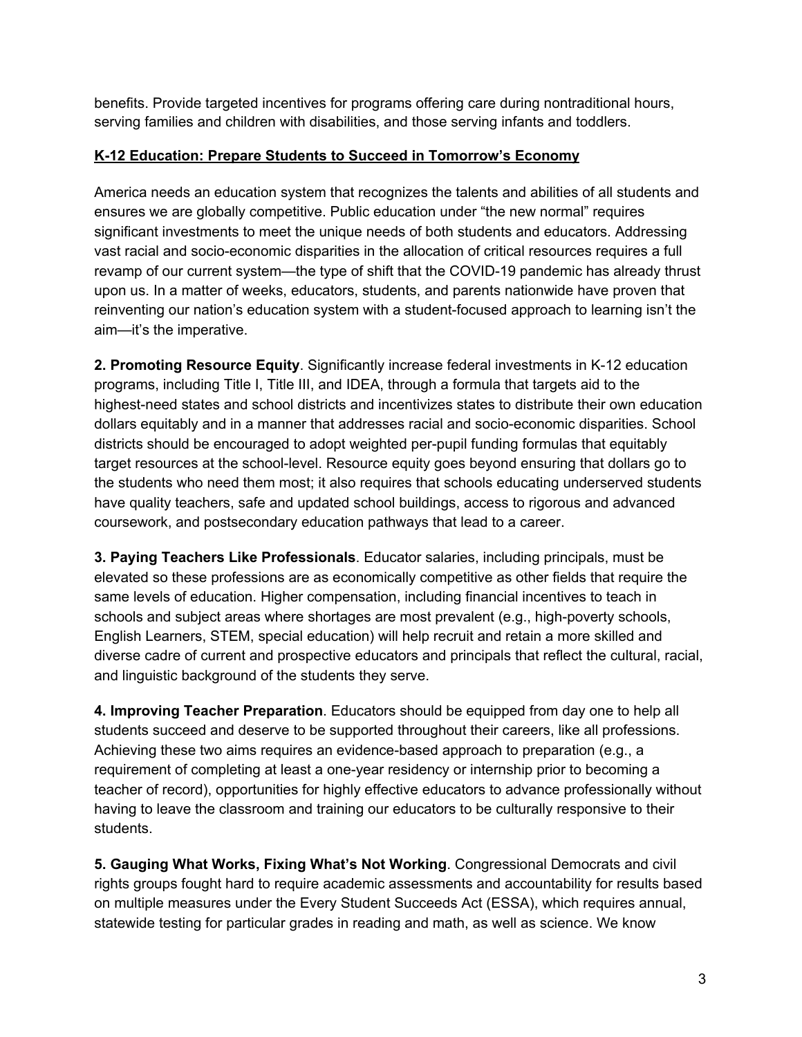benefits. Provide targeted incentives for programs offering care during nontraditional hours, serving families and children with disabilities, and those serving infants and toddlers.

## K-12 Education: Prepare Students to Succeed in Tomorrow's Economy

America needs an education system that recognizes the talents and abilities of all students and ensures we are globally competitive. Public education under "the new normal" requires significant investments to meet the unique needs of both students and educators. Addressing vast racial and socio-economic disparities in the allocation of critical resources requires a full revamp of our current system—the type of shift that the COVID-19 pandemic has already thrust upon us. In a matter of weeks, educators, students, and parents nationwide have proven that reinventing our nation's education system with a student-focused approach to learning isn't the aim—it's the imperative.

**2. Promoting Resource Equity**. Significantly increase federal investments in K-12 education programs, including Title I, Title III, and IDEA, through a formula that targets aid to the highest-need states and school districts and incentivizes states to distribute their own education dollars equitably and in a manner that addresses racial and socio-economic disparities. School districts should be encouraged to adopt weighted per-pupil funding formulas that equitably target resources at the school-level. Resource equity goes beyond ensuring that dollars go to the students who need them most; it also requires that schools educating underserved students have quality teachers, safe and updated school buildings, access to rigorous and advanced coursework, and postsecondary education pathways that lead to a career.

**3. Paying Teachers Like Professionals**. Educator salaries, including principals, must be elevated so these professions are as economically competitive as other fields that require the same levels of education. Higher compensation, including financial incentives to teach in schools and subject areas where shortages are most prevalent (e.g., high-poverty schools, English Learners, STEM, special education) will help recruit and retain a more skilled and diverse cadre of current and prospective educators and principals that reflect the cultural, racial, and linguistic background of the students they serve.

**4. Improving Teacher Preparation**. Educators should be equipped from day one to help all students succeed and deserve to be supported throughout their careers, like all professions. Achieving these two aims requires an evidence-based approach to preparation (e.g., a requirement of completing at least a one-year residency or internship prior to becoming a teacher of record), opportunities for highly effective educators to advance professionally without having to leave the classroom and training our educators to be culturally responsive to their students.

**5. Gauging What Works, Fixing What's Not Working**. Congressional Democrats and civil rights groups fought hard to require academic assessments and accountability for results based on multiple measures under the Every Student Succeeds Act (ESSA), which requires annual, statewide testing for particular grades in reading and math, as well as science. We know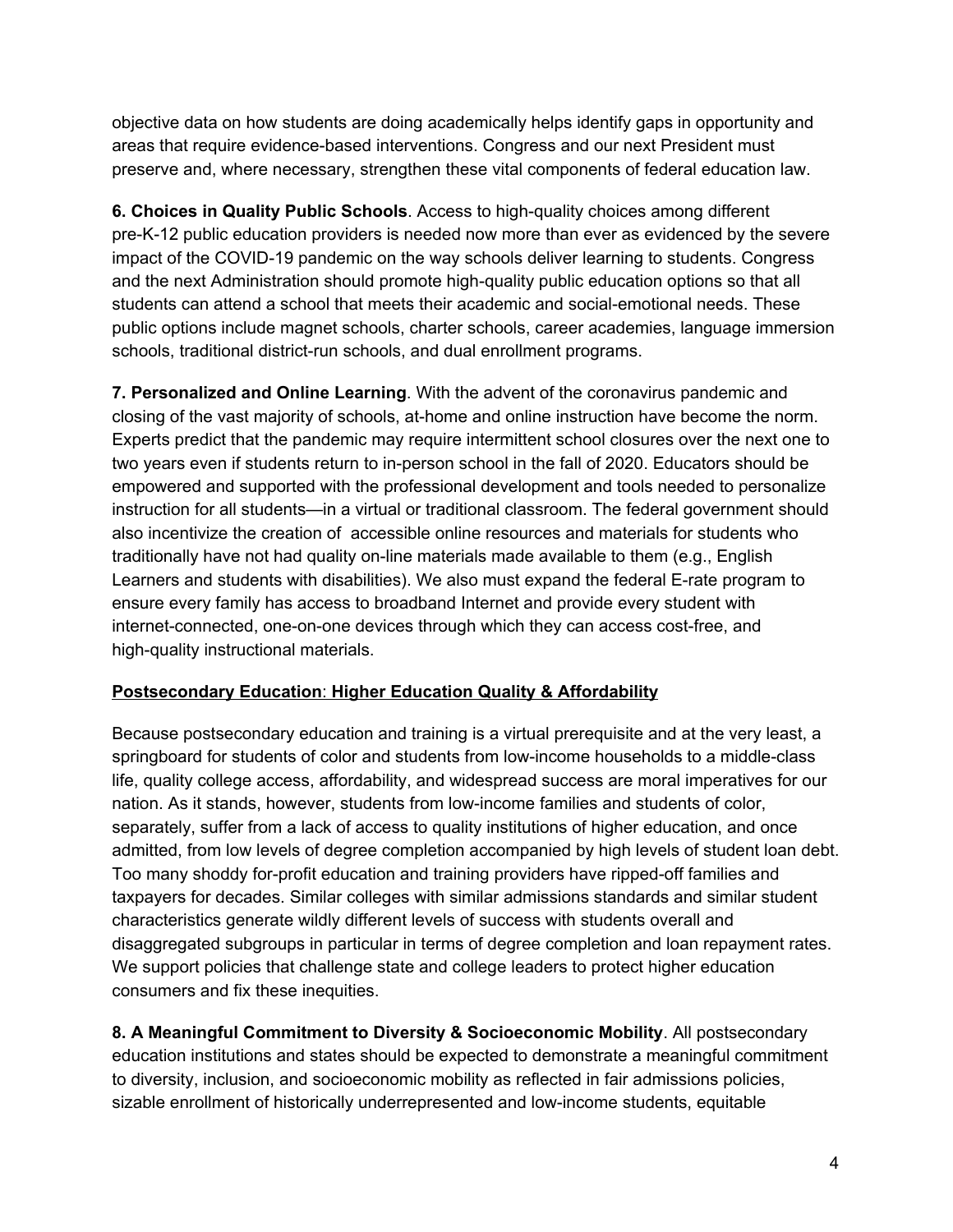objective data on how students are doing academically helps identify gaps in opportunity and areas that require evidence-based interventions. Congress and our next President must preserve and, where necessary, strengthen these vital components of federal education law.

**6. Choices in Quality Public Schools**. Access to high-quality choices among different pre-K-12 public education providers is needed now more than ever as evidenced by the severe impact of the COVID-19 pandemic on the way schools deliver learning to students. Congress and the next Administration should promote high-quality public education options so that all students can attend a school that meets their academic and social-emotional needs. These public options include magnet schools, charter schools, career academies, language immersion schools, traditional district-run schools, and dual enrollment programs.

**7. Personalized and Online Learning**. With the advent of the coronavirus pandemic and closing of the vast majority of schools, at-home and online instruction have become the norm. Experts predict that the pandemic may require intermittent school closures over the next one to two years even if students return to in-person school in the fall of 2020. Educators should be empowered and supported with the professional development and tools needed to personalize instruction for all students—in a virtual or traditional classroom. The federal government should also incentivize the creation of accessible online resources and materials for students who traditionally have not had quality on-line materials made available to them (e.g., English Learners and students with disabilities). We also must expand the federal E-rate program to ensure every family has access to broadband Internet and provide every student with internet-connected, one-on-one devices through which they can access cost-free, and high-quality instructional materials.

## **Postsecondary Education**: **Higher Education Quality & Affordability**

Because postsecondary education and training is a virtual prerequisite and at the very least, a springboard for students of color and students from low-income households to a middle-class life, quality college access, affordability, and widespread success are moral imperatives for our nation. As it stands, however, students from low-income families and students of color, separately, suffer from a lack of access to quality institutions of higher education, and once admitted, from low levels of degree completion accompanied by high levels of student loan debt. Too many shoddy for-profit education and training providers have ripped-off families and taxpayers for decades. Similar colleges with similar admissions standards and similar student characteristics generate wildly different levels of success with students overall and disaggregated subgroups in particular in terms of degree completion and loan repayment rates. We support policies that challenge state and college leaders to protect higher education consumers and fix these inequities.

**8. A Meaningful Commitment to Diversity & Socioeconomic Mobility**. All postsecondary education institutions and states should be expected to demonstrate a meaningful commitment to diversity, inclusion, and socioeconomic mobility as reflected in fair admissions policies, sizable enrollment of historically underrepresented and low-income students, equitable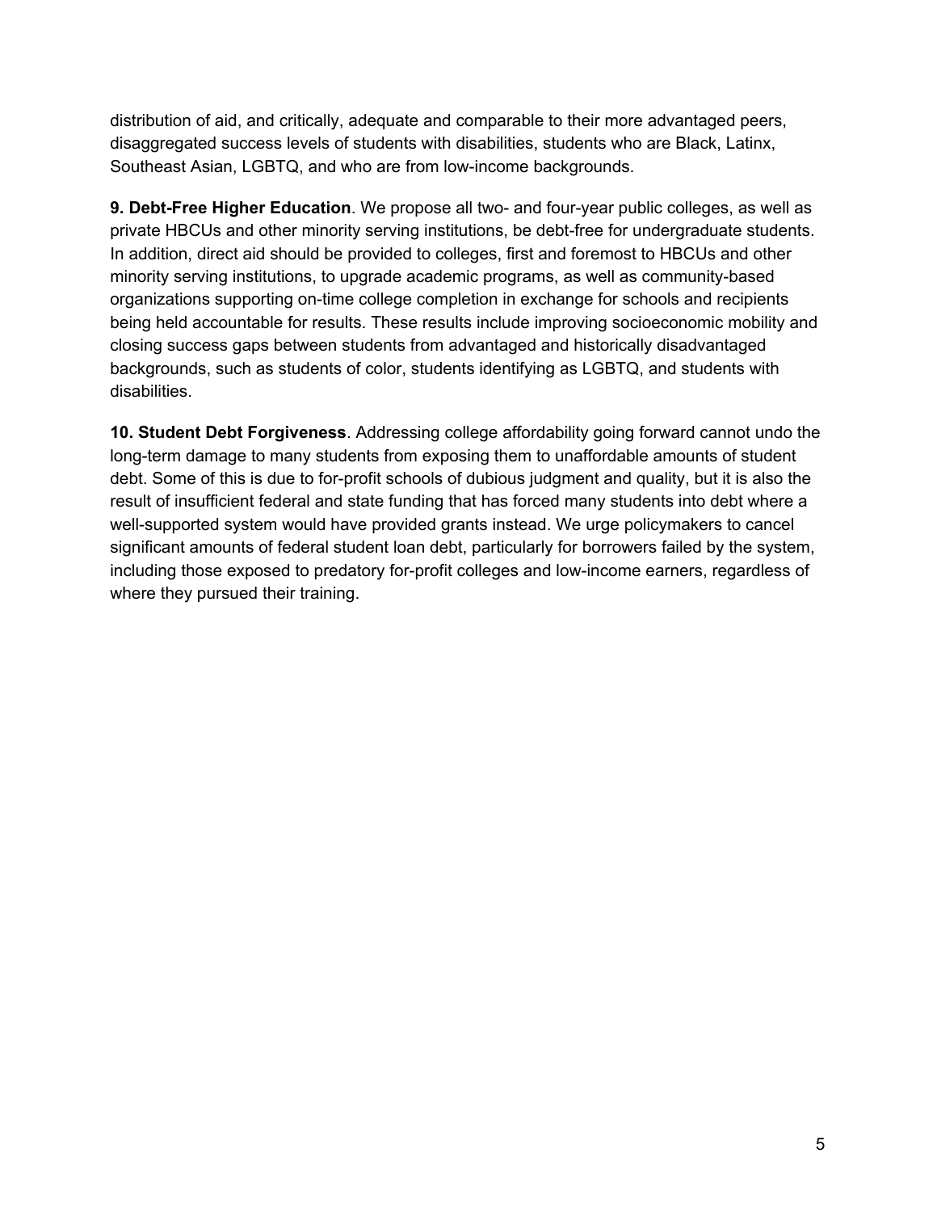distribution of aid, and critically, adequate and comparable to their more advantaged peers, disaggregated success levels of students with disabilities, students who are Black, Latinx, Southeast Asian, LGBTQ, and who are from low-income backgrounds.

**9. Debt-Free Higher Education**. We propose all two- and four-year public colleges, as well as private HBCUs and other minority serving institutions, be debt-free for undergraduate students. In addition, direct aid should be provided to colleges, first and foremost to HBCUs and other minority serving institutions, to upgrade academic programs, as well as community-based organizations supporting on-time college completion in exchange for schools and recipients being held accountable for results. These results include improving socioeconomic mobility and closing success gaps between students from advantaged and historically disadvantaged backgrounds, such as students of color, students identifying as LGBTQ, and students with disabilities.

**10. Student Debt Forgiveness**. Addressing college affordability going forward cannot undo the long-term damage to many students from exposing them to unaffordable amounts of student debt. Some of this is due to for-profit schools of dubious judgment and quality, but it is also the result of insufficient federal and state funding that has forced many students into debt where a well-supported system would have provided grants instead. We urge policymakers to cancel significant amounts of federal student loan debt, particularly for borrowers failed by the system, including those exposed to predatory for-profit colleges and low-income earners, regardless of where they pursued their training.